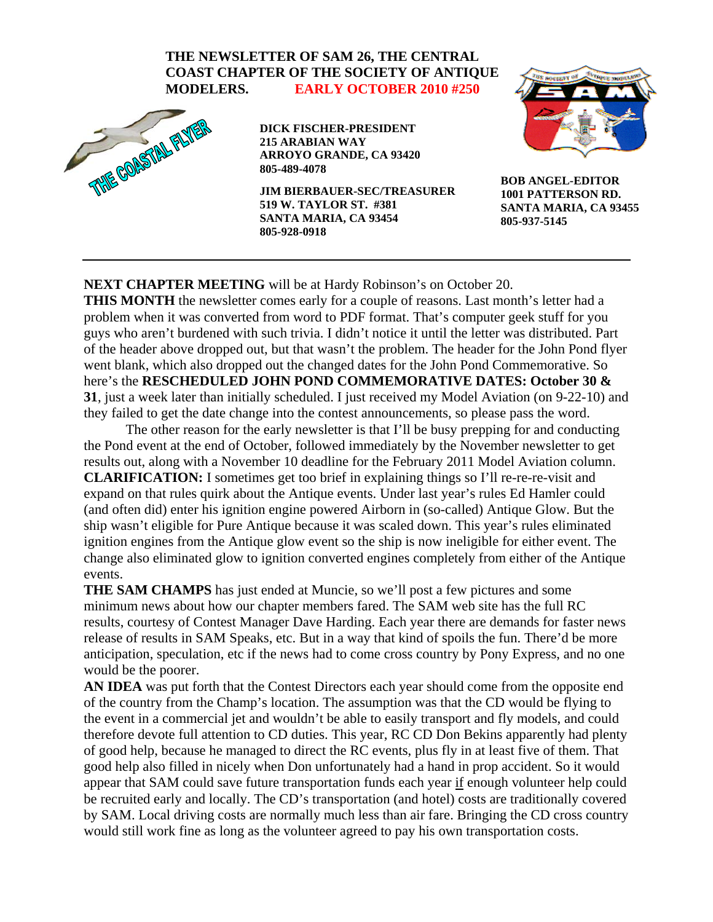**THE NEWSLETTER OF SAM 26, THE CENTRAL COAST CHAPTER OF THE SOCIETY OF ANTIQUE MODELERS. EARLY OCTOBER 2010 #250**

THE COASTAL FLYER

**DICK FISCHER-PRESIDENT**
**215 ARABIAN WAY**
**ARROYO GRANDE, CA 93420**
**805-489-4078**

**JIM BIERBAUER-SEC/TREASURER**
**519 W. TAYLOR ST. #381**
**SANTA MARIA, CA 93454**
**805-928-0918**

**BOB ANGEL-EDITOR**
**1001 PATTERSON RD.**
**SANTA MARIA, CA 93455**
**805-937-5145**

---

**NEXT CHAPTER MEETING** will be at Hardy Robinson's on October 20.

**THIS MONTH** the newsletter comes early for a couple of reasons. Last month's letter had a problem when it was converted from word to PDF format. That's computer geek stuff for you guys who aren't burdened with such trivia. I didn't notice it until the letter was distributed. Part of the header above dropped out, but that wasn't the problem. The header for the John Pond flyer went blank, which also dropped out the changed dates for the John Pond Commemorative. So here's the **RESCHEDULED JOHN POND COMMEMORATIVE DATES: October 30 & 31**, just a week later than initially scheduled. I just received my Model Aviation (on 9-22-10) and they failed to get the date change into the contest announcements, so please pass the word.

The other reason for the early newsletter is that I'll be busy prepping for and conducting the Pond event at the end of October, followed immediately by the November newsletter to get results out, along with a November 10 deadline for the February 2011 Model Aviation column.

**CLARIFICATION:** I sometimes get too brief in explaining things so I'll re-re-re-visit and expand on that rules quirk about the Antique events. Under last year's rules Ed Hamler could (and often did) enter his ignition engine powered Airborn in (so-called) Antique Glow. But the ship wasn't eligible for Pure Antique because it was scaled down. This year's rules eliminated ignition engines from the Antique glow event so the ship is now ineligible for either event. The change also eliminated glow to ignition converted engines completely from either of the Antique events.

**THE SAM CHAMPS** has just ended at Muncie, so we'll post a few pictures and some minimum news about how our chapter members fared. The SAM web site has the full RC results, courtesy of Contest Manager Dave Harding. Each year there are demands for faster news release of results in SAM Speaks, etc. But in a way that kind of spoils the fun. There'd be more anticipation, speculation, etc if the news had to come cross country by Pony Express, and no one would be the poorer.

**AN IDEA** was put forth that the Contest Directors each year should come from the opposite end of the country from the Champ's location. The assumption was that the CD would be flying to the event in a commercial jet and wouldn't be able to easily transport and fly models, and could therefore devote full attention to CD duties. This year, RC CD Don Bekins apparently had plenty of good help, because he managed to direct the RC events, plus fly in at least five of them. That good help also filled in nicely when Don unfortunately had a hand in prop accident. So it would appear that SAM could save future transportation funds each year <u>if</u> enough volunteer help could be recruited early and locally. The CD's transportation (and hotel) costs are traditionally covered by SAM. Local driving costs are normally much less than air fare. Bringing the CD cross country would still work fine as long as the volunteer agreed to pay his own transportation costs.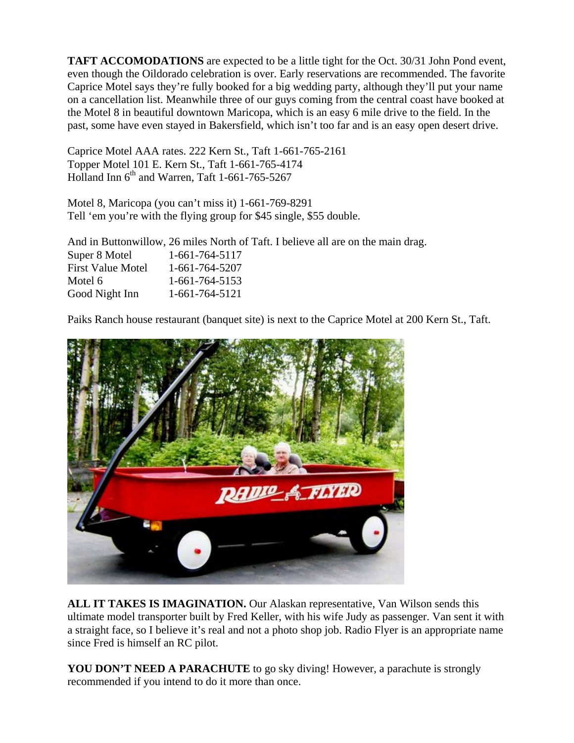**TAFT ACCOMODATIONS** are expected to be a little tight for the Oct. 30/31 John Pond event, even though the Oildorado celebration is over. Early reservations are recommended. The favorite Caprice Motel says they're fully booked for a big wedding party, although they'll put your name on a cancellation list. Meanwhile three of our guys coming from the central coast have booked at the Motel 8 in beautiful downtown Maricopa, which is an easy 6 mile drive to the field. In the past, some have even stayed in Bakersfield, which isn't too far and is an easy open desert drive.

Caprice Motel AAA rates. 222 Kern St., Taft 1-661-765-2161
Topper Motel 101 E. Kern St., Taft 1-661-765-4174
Holland Inn 6th and Warren, Taft 1-661-765-5267

Motel 8, Maricopa (you can't miss it) 1-661-769-8291
Tell 'em you're with the flying group for $45 single, $55 double.

And in Buttonwillow, 26 miles North of Taft. I believe all are on the main drag.

| | |
|---|---|
| Super 8 Motel | 1-661-764-5117 |
| First Value Motel | 1-661-764-5207 |
| Motel 6 | 1-661-764-5153 |
| Good Night Inn | 1-661-764-5121 |

Paiks Ranch house restaurant (banquet site) is next to the Caprice Motel at 200 Kern St., Taft.

**ALL IT TAKES IS IMAGINATION.** Our Alaskan representative, Van Wilson sends this ultimate model transporter built by Fred Keller, with his wife Judy as passenger. Van sent it with a straight face, so I believe it's real and not a photo shop job. Radio Flyer is an appropriate name since Fred is himself an RC pilot.

**YOU DON'T NEED A PARACHUTE** to go sky diving! However, a parachute is strongly recommended if you intend to do it more than once.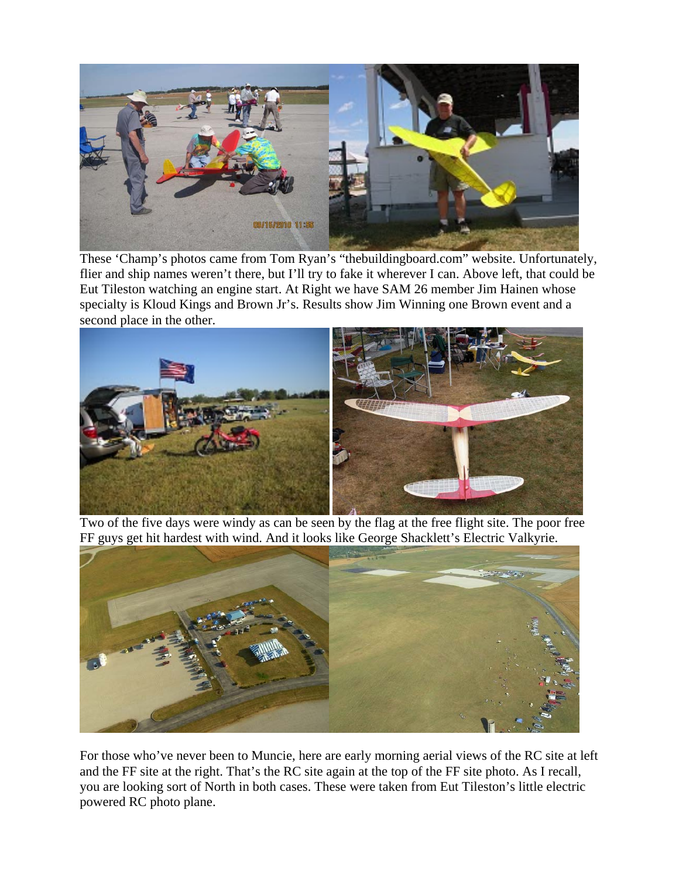These 'Champ's photos came from Tom Ryan's "thebuildingboard.com" website. Unfortunately, flier and ship names weren't there, but I'll try to fake it wherever I can. Above left, that could be Eut Tileston watching an engine start. At Right we have SAM 26 member Jim Hainen whose specialty is Kloud Kings and Brown Jr's. Results show Jim Winning one Brown event and a second place in the other.

Two of the five days were windy as can be seen by the flag at the free flight site. The poor free FF guys get hit hardest with wind. And it looks like George Shacklett's Electric Valkyrie.

For those who've never been to Muncie, here are early morning aerial views of the RC site at left and the FF site at the right. That's the RC site again at the top of the FF site photo. As I recall, you are looking sort of North in both cases. These were taken from Eut Tileston's little electric powered RC photo plane.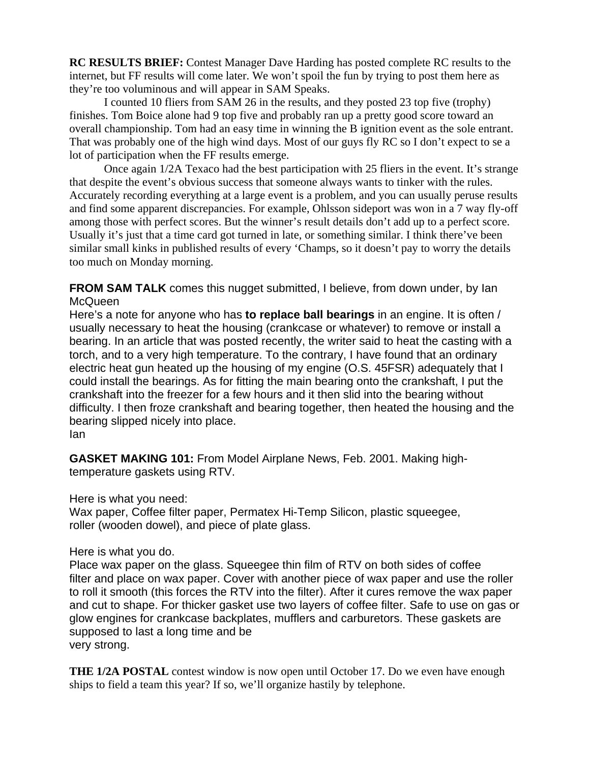**RC RESULTS BRIEF:** Contest Manager Dave Harding has posted complete RC results to the internet, but FF results will come later. We won't spoil the fun by trying to post them here as they're too voluminous and will appear in SAM Speaks.

I counted 10 fliers from SAM 26 in the results, and they posted 23 top five (trophy) finishes. Tom Boice alone had 9 top five and probably ran up a pretty good score toward an overall championship. Tom had an easy time in winning the B ignition event as the sole entrant. That was probably one of the high wind days. Most of our guys fly RC so I don't expect to se a lot of participation when the FF results emerge.

Once again 1/2A Texaco had the best participation with 25 fliers in the event. It's strange that despite the event's obvious success that someone always wants to tinker with the rules. Accurately recording everything at a large event is a problem, and you can usually peruse results and find some apparent discrepancies. For example, Ohlsson sideport was won in a 7 way fly-off among those with perfect scores. But the winner's result details don't add up to a perfect score. Usually it's just that a time card got turned in late, or something similar. I think there've been similar small kinks in published results of every 'Champs, so it doesn't pay to worry the details too much on Monday morning.

**FROM SAM TALK** comes this nugget submitted, I believe, from down under, by Ian McQueen

Here's a note for anyone who has **to replace ball bearings** in an engine. It is often / usually necessary to heat the housing (crankcase or whatever) to remove or install a bearing. In an article that was posted recently, the writer said to heat the casting with a torch, and to a very high temperature. To the contrary, I have found that an ordinary electric heat gun heated up the housing of my engine (O.S. 45FSR) adequately that I could install the bearings. As for fitting the main bearing onto the crankshaft, I put the crankshaft into the freezer for a few hours and it then slid into the bearing without difficulty. I then froze crankshaft and bearing together, then heated the housing and the bearing slipped nicely into place.
Ian

**GASKET MAKING 101:** From Model Airplane News, Feb. 2001. Making high-temperature gaskets using RTV.

Here is what you need:
Wax paper, Coffee filter paper, Permatex Hi-Temp Silicon, plastic squeegee, roller (wooden dowel), and piece of plate glass.

Here is what you do.
Place wax paper on the glass. Squeegee thin film of RTV on both sides of coffee filter and place on wax paper. Cover with another piece of wax paper and use the roller to roll it smooth (this forces the RTV into the filter). After it cures remove the wax paper and cut to shape. For thicker gasket use two layers of coffee filter. Safe to use on gas or glow engines for crankcase backplates, mufflers and carburetors. These gaskets are supposed to last a long time and be very strong.

**THE 1/2A POSTAL** contest window is now open until October 17. Do we even have enough ships to field a team this year? If so, we'll organize hastily by telephone.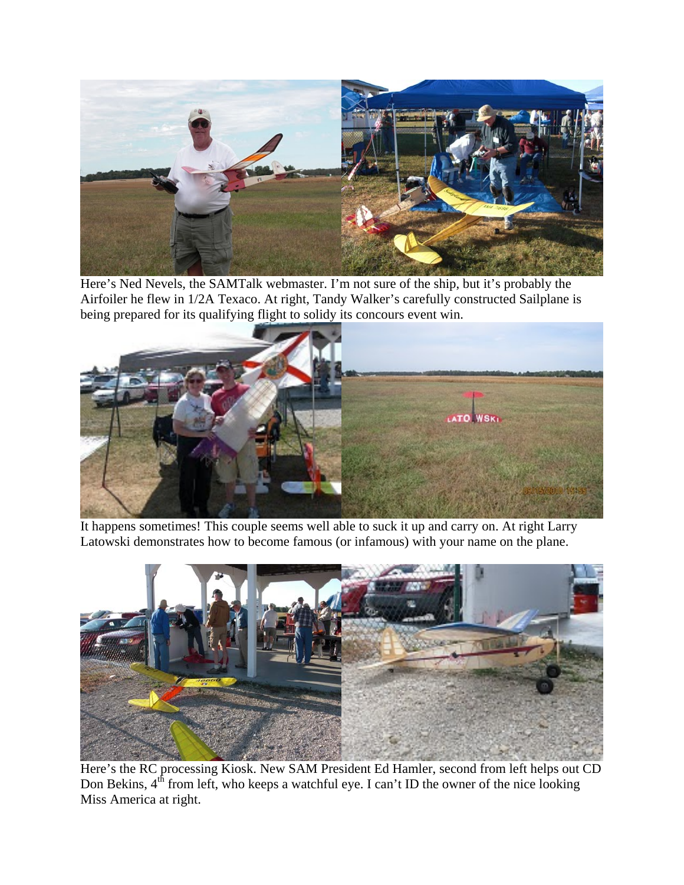Here's Ned Nevels, the SAMTalk webmaster. I'm not sure of the ship, but it's probably the Airfoiler he flew in 1/2A Texaco. At right, Tandy Walker's carefully constructed Sailplane is being prepared for its qualifying flight to solidy its concours event win.

It happens sometimes! This couple seems well able to suck it up and carry on. At right Larry Latowski demonstrates how to become famous (or infamous) with your name on the plane.

Here's the RC processing Kiosk. New SAM President Ed Hamler, second from left helps out CD Don Bekins, 4th from left, who keeps a watchful eye. I can't ID the owner of the nice looking Miss America at right.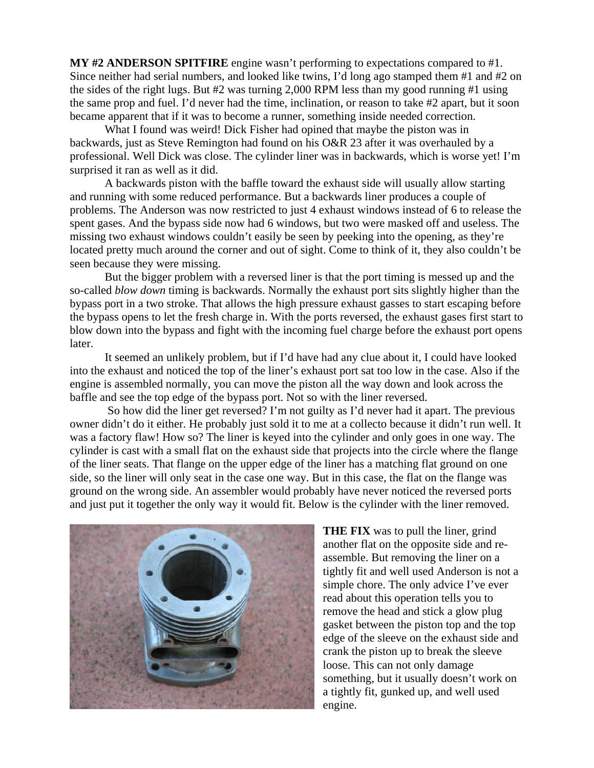**MY #2 ANDERSON SPITFIRE** engine wasn't performing to expectations compared to #1. Since neither had serial numbers, and looked like twins, I'd long ago stamped them #1 and #2 on the sides of the right lugs. But #2 was turning 2,000 RPM less than my good running #1 using the same prop and fuel. I'd never had the time, inclination, or reason to take #2 apart, but it soon became apparent that if it was to become a runner, something inside needed correction.

What I found was weird! Dick Fisher had opined that maybe the piston was in backwards, just as Steve Remington had found on his O&R 23 after it was overhauled by a professional. Well Dick was close. The cylinder liner was in backwards, which is worse yet! I'm surprised it ran as well as it did.

A backwards piston with the baffle toward the exhaust side will usually allow starting and running with some reduced performance. But a backwards liner produces a couple of problems. The Anderson was now restricted to just 4 exhaust windows instead of 6 to release the spent gases. And the bypass side now had 6 windows, but two were masked off and useless. The missing two exhaust windows couldn't easily be seen by peeking into the opening, as they're located pretty much around the corner and out of sight. Come to think of it, they also couldn't be seen because they were missing.

But the bigger problem with a reversed liner is that the port timing is messed up and the so-called *blow down* timing is backwards. Normally the exhaust port sits slightly higher than the bypass port in a two stroke. That allows the high pressure exhaust gasses to start escaping before the bypass opens to let the fresh charge in. With the ports reversed, the exhaust gases first start to blow down into the bypass and fight with the incoming fuel charge before the exhaust port opens later.

It seemed an unlikely problem, but if I'd have had any clue about it, I could have looked into the exhaust and noticed the top of the liner's exhaust port sat too low in the case. Also if the engine is assembled normally, you can move the piston all the way down and look across the baffle and see the top edge of the bypass port. Not so with the liner reversed.

So how did the liner get reversed? I'm not guilty as I'd never had it apart. The previous owner didn't do it either. He probably just sold it to me at a collecto because it didn't run well. It was a factory flaw! How so? The liner is keyed into the cylinder and only goes in one way. The cylinder is cast with a small flat on the exhaust side that projects into the circle where the flange of the liner seats. That flange on the upper edge of the liner has a matching flat ground on one side, so the liner will only seat in the case one way. But in this case, the flat on the flange was ground on the wrong side. An assembler would probably have never noticed the reversed ports and just put it together the only way it would fit. Below is the cylinder with the liner removed.

**THE FIX** was to pull the liner, grind another flat on the opposite side and re-assemble. But removing the liner on a tightly fit and well used Anderson is not a simple chore. The only advice I've ever read about this operation tells you to remove the head and stick a glow plug gasket between the piston top and the top edge of the sleeve on the exhaust side and crank the piston up to break the sleeve loose. This can not only damage something, but it usually doesn't work on a tightly fit, gunked up, and well used engine.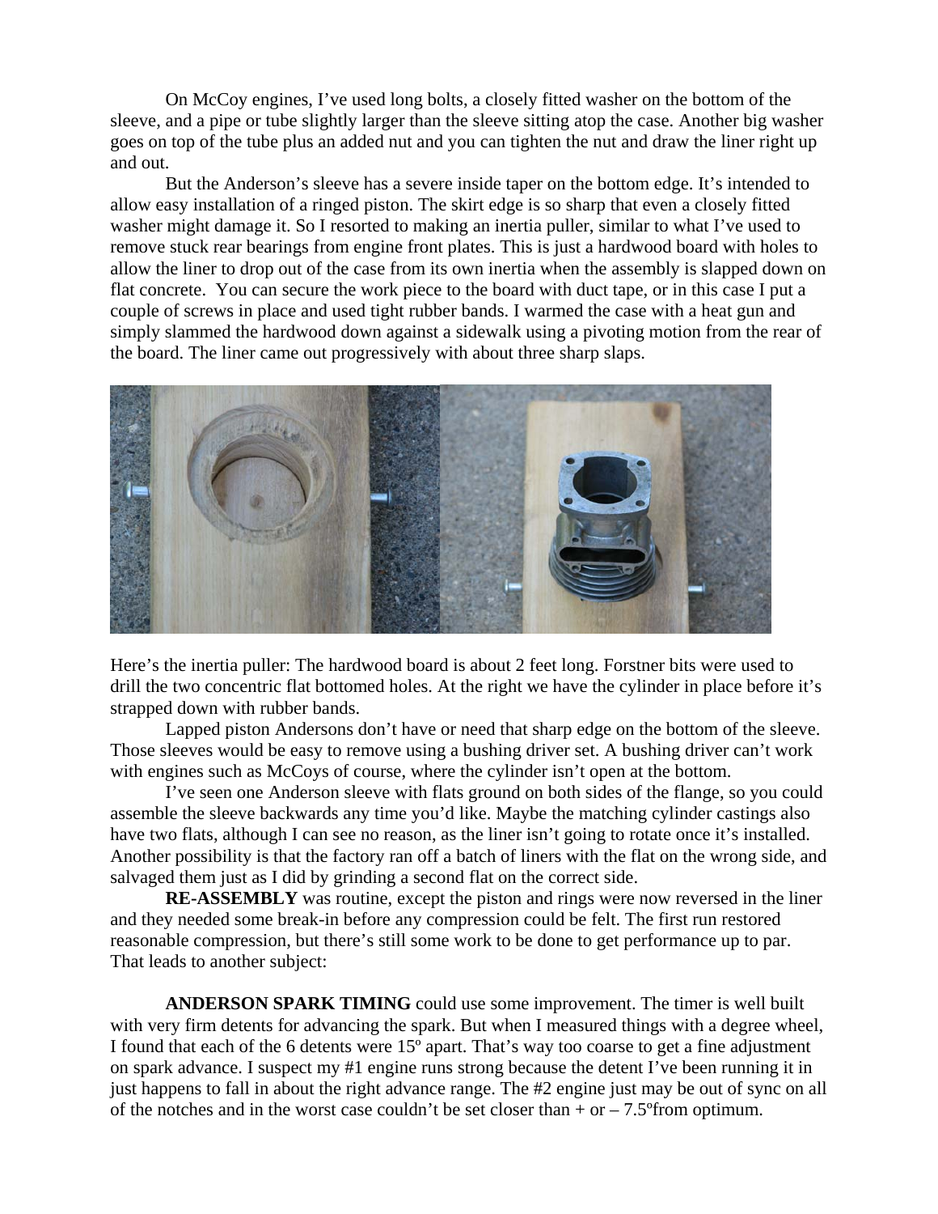On McCoy engines, I've used long bolts, a closely fitted washer on the bottom of the sleeve, and a pipe or tube slightly larger than the sleeve sitting atop the case. Another big washer goes on top of the tube plus an added nut and you can tighten the nut and draw the liner right up and out.

But the Anderson's sleeve has a severe inside taper on the bottom edge. It's intended to allow easy installation of a ringed piston. The skirt edge is so sharp that even a closely fitted washer might damage it. So I resorted to making an inertia puller, similar to what I've used to remove stuck rear bearings from engine front plates. This is just a hardwood board with holes to allow the liner to drop out of the case from its own inertia when the assembly is slapped down on flat concrete. You can secure the work piece to the board with duct tape, or in this case I put a couple of screws in place and used tight rubber bands. I warmed the case with a heat gun and simply slammed the hardwood down against a sidewalk using a pivoting motion from the rear of the board. The liner came out progressively with about three sharp slaps.

Here's the inertia puller: The hardwood board is about 2 feet long. Forstner bits were used to drill the two concentric flat bottomed holes. At the right we have the cylinder in place before it's strapped down with rubber bands.

Lapped piston Andersons don't have or need that sharp edge on the bottom of the sleeve. Those sleeves would be easy to remove using a bushing driver set. A bushing driver can't work with engines such as McCoys of course, where the cylinder isn't open at the bottom.

I've seen one Anderson sleeve with flats ground on both sides of the flange, so you could assemble the sleeve backwards any time you'd like. Maybe the matching cylinder castings also have two flats, although I can see no reason, as the liner isn't going to rotate once it's installed. Another possibility is that the factory ran off a batch of liners with the flat on the wrong side, and salvaged them just as I did by grinding a second flat on the correct side.

**RE-ASSEMBLY** was routine, except the piston and rings were now reversed in the liner and they needed some break-in before any compression could be felt. The first run restored reasonable compression, but there's still some work to be done to get performance up to par. That leads to another subject:

**ANDERSON SPARK TIMING** could use some improvement. The timer is well built with very firm detents for advancing the spark. But when I measured things with a degree wheel, I found that each of the 6 detents were 15º apart. That's way too coarse to get a fine adjustment on spark advance. I suspect my #1 engine runs strong because the detent I've been running it in just happens to fall in about the right advance range. The #2 engine just may be out of sync on all of the notches and in the worst case couldn't be set closer than + or – 7.5ºfrom optimum.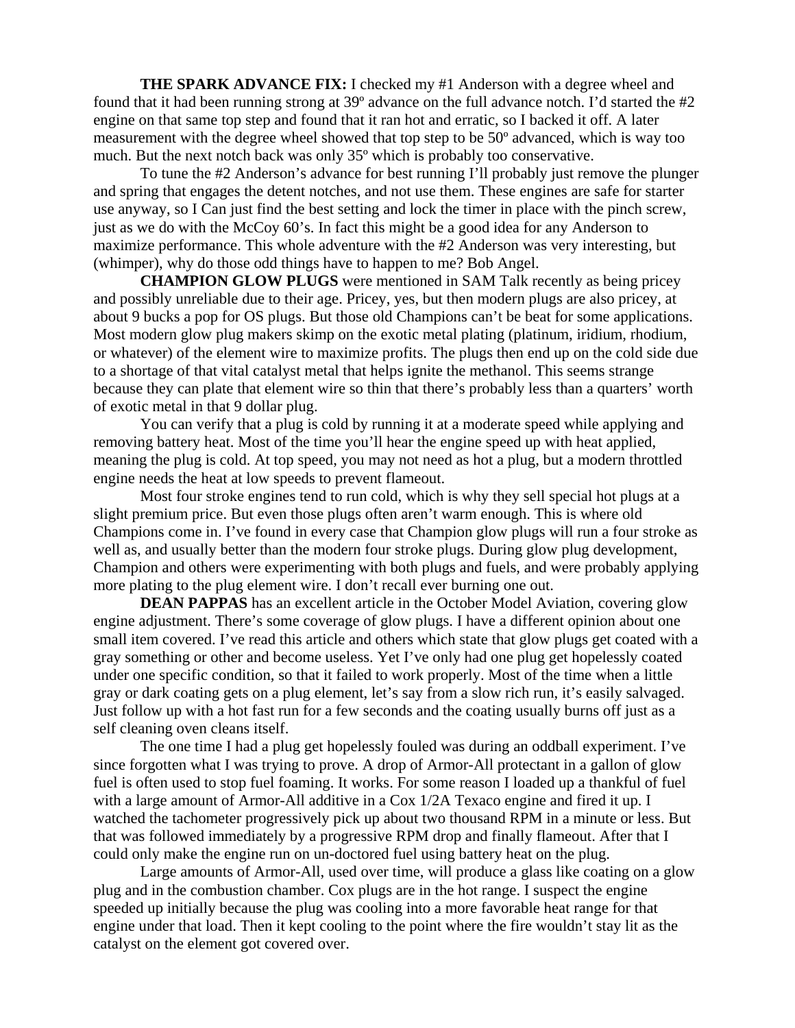**THE SPARK ADVANCE FIX:** I checked my #1 Anderson with a degree wheel and found that it had been running strong at 39º advance on the full advance notch. I'd started the #2 engine on that same top step and found that it ran hot and erratic, so I backed it off. A later measurement with the degree wheel showed that top step to be 50º advanced, which is way too much. But the next notch back was only 35º which is probably too conservative.

To tune the #2 Anderson's advance for best running I'll probably just remove the plunger and spring that engages the detent notches, and not use them. These engines are safe for starter use anyway, so I Can just find the best setting and lock the timer in place with the pinch screw, just as we do with the McCoy 60's. In fact this might be a good idea for any Anderson to maximize performance. This whole adventure with the #2 Anderson was very interesting, but (whimper), why do those odd things have to happen to me? Bob Angel.

**CHAMPION GLOW PLUGS** were mentioned in SAM Talk recently as being pricey and possibly unreliable due to their age. Pricey, yes, but then modern plugs are also pricey, at about 9 bucks a pop for OS plugs. But those old Champions can't be beat for some applications. Most modern glow plug makers skimp on the exotic metal plating (platinum, iridium, rhodium, or whatever) of the element wire to maximize profits. The plugs then end up on the cold side due to a shortage of that vital catalyst metal that helps ignite the methanol. This seems strange because they can plate that element wire so thin that there's probably less than a quarters' worth of exotic metal in that 9 dollar plug.

You can verify that a plug is cold by running it at a moderate speed while applying and removing battery heat. Most of the time you'll hear the engine speed up with heat applied, meaning the plug is cold. At top speed, you may not need as hot a plug, but a modern throttled engine needs the heat at low speeds to prevent flameout.

Most four stroke engines tend to run cold, which is why they sell special hot plugs at a slight premium price. But even those plugs often aren't warm enough. This is where old Champions come in. I've found in every case that Champion glow plugs will run a four stroke as well as, and usually better than the modern four stroke plugs. During glow plug development, Champion and others were experimenting with both plugs and fuels, and were probably applying more plating to the plug element wire. I don't recall ever burning one out.

**DEAN PAPPAS** has an excellent article in the October Model Aviation, covering glow engine adjustment. There's some coverage of glow plugs. I have a different opinion about one small item covered. I've read this article and others which state that glow plugs get coated with a gray something or other and become useless. Yet I've only had one plug get hopelessly coated under one specific condition, so that it failed to work properly. Most of the time when a little gray or dark coating gets on a plug element, let's say from a slow rich run, it's easily salvaged. Just follow up with a hot fast run for a few seconds and the coating usually burns off just as a self cleaning oven cleans itself.

The one time I had a plug get hopelessly fouled was during an oddball experiment. I've since forgotten what I was trying to prove. A drop of Armor-All protectant in a gallon of glow fuel is often used to stop fuel foaming. It works. For some reason I loaded up a thankful of fuel with a large amount of Armor-All additive in a Cox 1/2A Texaco engine and fired it up. I watched the tachometer progressively pick up about two thousand RPM in a minute or less. But that was followed immediately by a progressive RPM drop and finally flameout. After that I could only make the engine run on un-doctored fuel using battery heat on the plug.

Large amounts of Armor-All, used over time, will produce a glass like coating on a glow plug and in the combustion chamber. Cox plugs are in the hot range. I suspect the engine speeded up initially because the plug was cooling into a more favorable heat range for that engine under that load. Then it kept cooling to the point where the fire wouldn't stay lit as the catalyst on the element got covered over.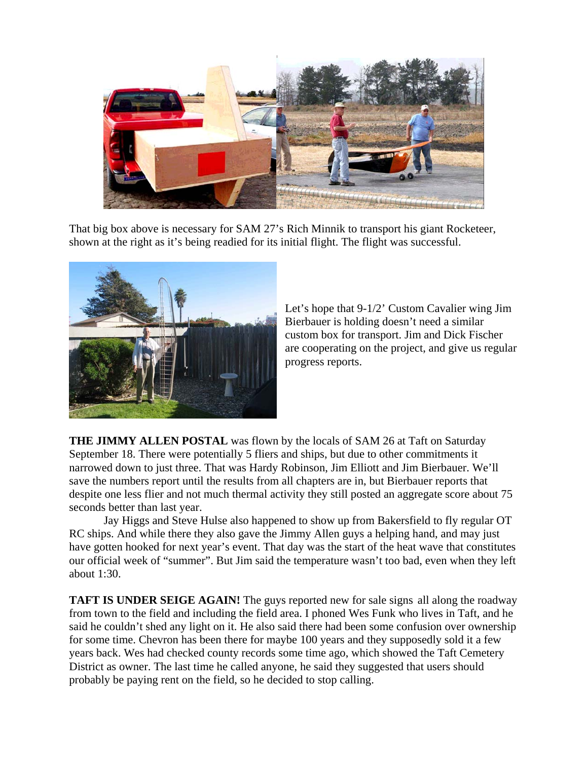That big box above is necessary for SAM 27's Rich Minnik to transport his giant Rocketeer, shown at the right as it's being readied for its initial flight. The flight was successful.

Let's hope that 9-1/2' Custom Cavalier wing Jim Bierbauer is holding doesn't need a similar custom box for transport. Jim and Dick Fischer are cooperating on the project, and give us regular progress reports.

**THE JIMMY ALLEN POSTAL** was flown by the locals of SAM 26 at Taft on Saturday September 18. There were potentially 5 fliers and ships, but due to other commitments it narrowed down to just three. That was Hardy Robinson, Jim Elliott and Jim Bierbauer. We'll save the numbers report until the results from all chapters are in, but Bierbauer reports that despite one less flier and not much thermal activity they still posted an aggregate score about 75 seconds better than last year.

Jay Higgs and Steve Hulse also happened to show up from Bakersfield to fly regular OT RC ships. And while there they also gave the Jimmy Allen guys a helping hand, and may just have gotten hooked for next year's event. That day was the start of the heat wave that constitutes our official week of "summer". But Jim said the temperature wasn't too bad, even when they left about 1:30.

**TAFT IS UNDER SEIGE AGAIN!** The guys reported new for sale signs all along the roadway from town to the field and including the field area. I phoned Wes Funk who lives in Taft, and he said he couldn't shed any light on it. He also said there had been some confusion over ownership for some time. Chevron has been there for maybe 100 years and they supposedly sold it a few years back. Wes had checked county records some time ago, which showed the Taft Cemetery District as owner. The last time he called anyone, he said they suggested that users should probably be paying rent on the field, so he decided to stop calling.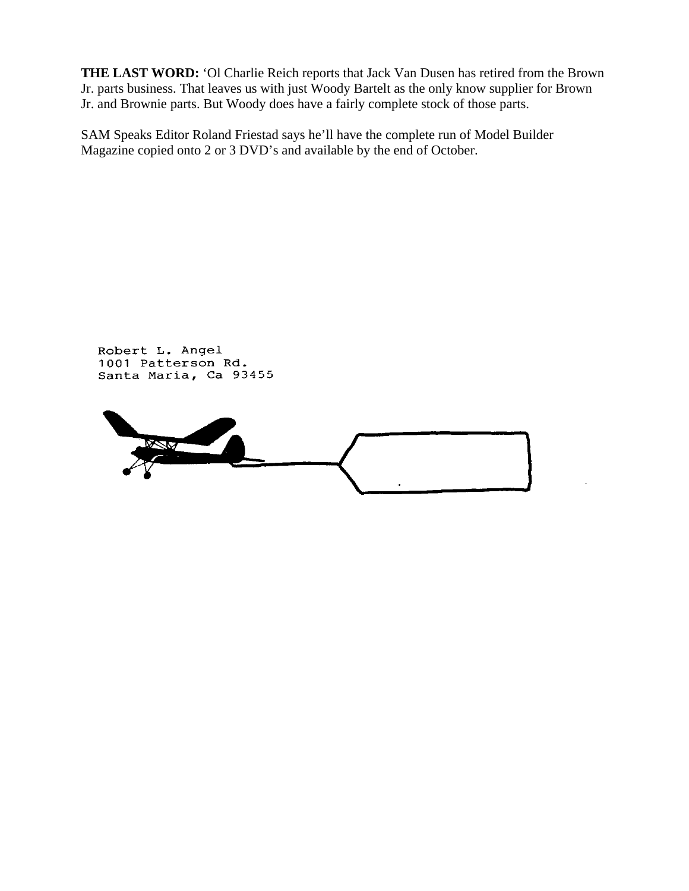**THE LAST WORD:** 'Ol Charlie Reich reports that Jack Van Dusen has retired from the Brown Jr. parts business. That leaves us with just Woody Bartelt as the only know supplier for Brown Jr. and Brownie parts. But Woody does have a fairly complete stock of those parts.

SAM Speaks Editor Roland Friestad says he'll have the complete run of Model Builder Magazine copied onto 2 or 3 DVD's and available by the end of October.

Robert L. Angel
1001 Patterson Rd.
Santa Maria, Ca 93455